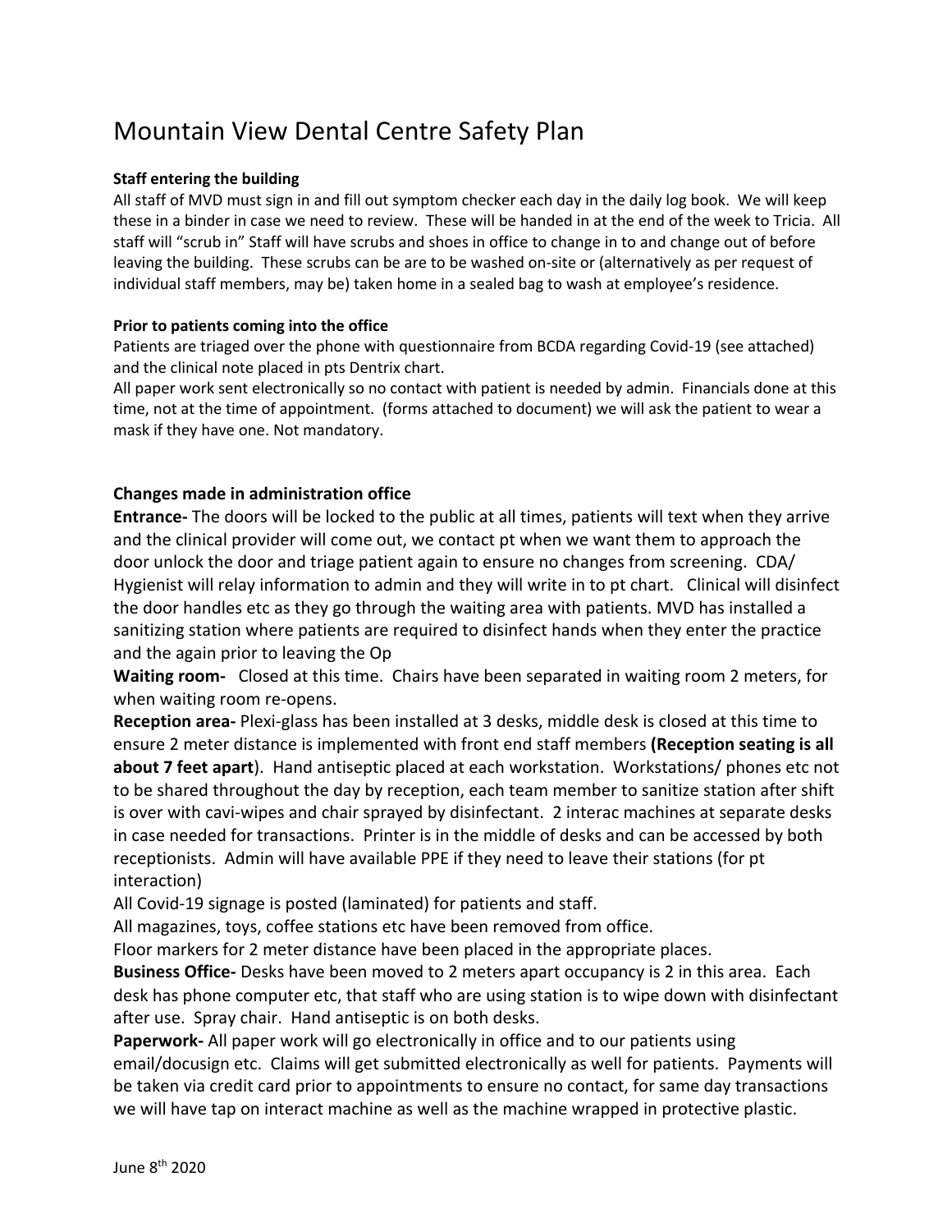# Mountain View Dental Centre Safety Plan

**Staff entering the building**

All staff of MVD must sign in and fill out symptom checker each day in the daily log book. We will keep these in a binder in case we need to review. These will be handed in at the end of the week to Tricia. All staff will "scrub in" Staff will have scrubs and shoes in office to change in to and change out of before leaving the building. These scrubs can be are to be washed on-site or (alternatively as per request of individual staff members, may be) taken home in a sealed bag to wash at employee's residence.

**Prior to patients coming into the office**

Patients are triaged over the phone with questionnaire from BCDA regarding Covid-19 (see attached) and the clinical note placed in pts Dentrix chart.

All paper work sent electronically so no contact with patient is needed by admin. Financials done at this time, not at the time of appointment. (forms attached to document) we will ask the patient to wear a mask if they have one. Not mandatory.

## Changes made in administration office

**Entrance-** The doors will be locked to the public at all times, patients will text when they arrive and the clinical provider will come out, we contact pt when we want them to approach the door unlock the door and triage patient again to ensure no changes from screening. CDA/ Hygienist will relay information to admin and they will write in to pt chart. Clinical will disinfect the door handles etc as they go through the waiting area with patients. MVD has installed a sanitizing station where patients are required to disinfect hands when they enter the practice and the again prior to leaving the Op

**Waiting room-** Closed at this time. Chairs have been separated in waiting room 2 meters, for when waiting room re-opens.

**Reception area-** Plexi-glass has been installed at 3 desks, middle desk is closed at this time to ensure 2 meter distance is implemented with front end staff members **(Reception seating is all about 7 feet apart**). Hand antiseptic placed at each workstation. Workstations/ phones etc not to be shared throughout the day by reception, each team member to sanitize station after shift is over with cavi-wipes and chair sprayed by disinfectant. 2 interac machines at separate desks in case needed for transactions. Printer is in the middle of desks and can be accessed by both receptionists. Admin will have available PPE if they need to leave their stations (for pt interaction)

All Covid-19 signage is posted (laminated) for patients and staff.

All magazines, toys, coffee stations etc have been removed from office.

Floor markers for 2 meter distance have been placed in the appropriate places.

**Business Office-** Desks have been moved to 2 meters apart occupancy is 2 in this area. Each desk has phone computer etc, that staff who are using station is to wipe down with disinfectant after use. Spray chair. Hand antiseptic is on both desks.

**Paperwork-** All paper work will go electronically in office and to our patients using email/docusign etc. Claims will get submitted electronically as well for patients. Payments will be taken via credit card prior to appointments to ensure no contact, for same day transactions we will have tap on interact machine as well as the machine wrapped in protective plastic.

June 8th 2020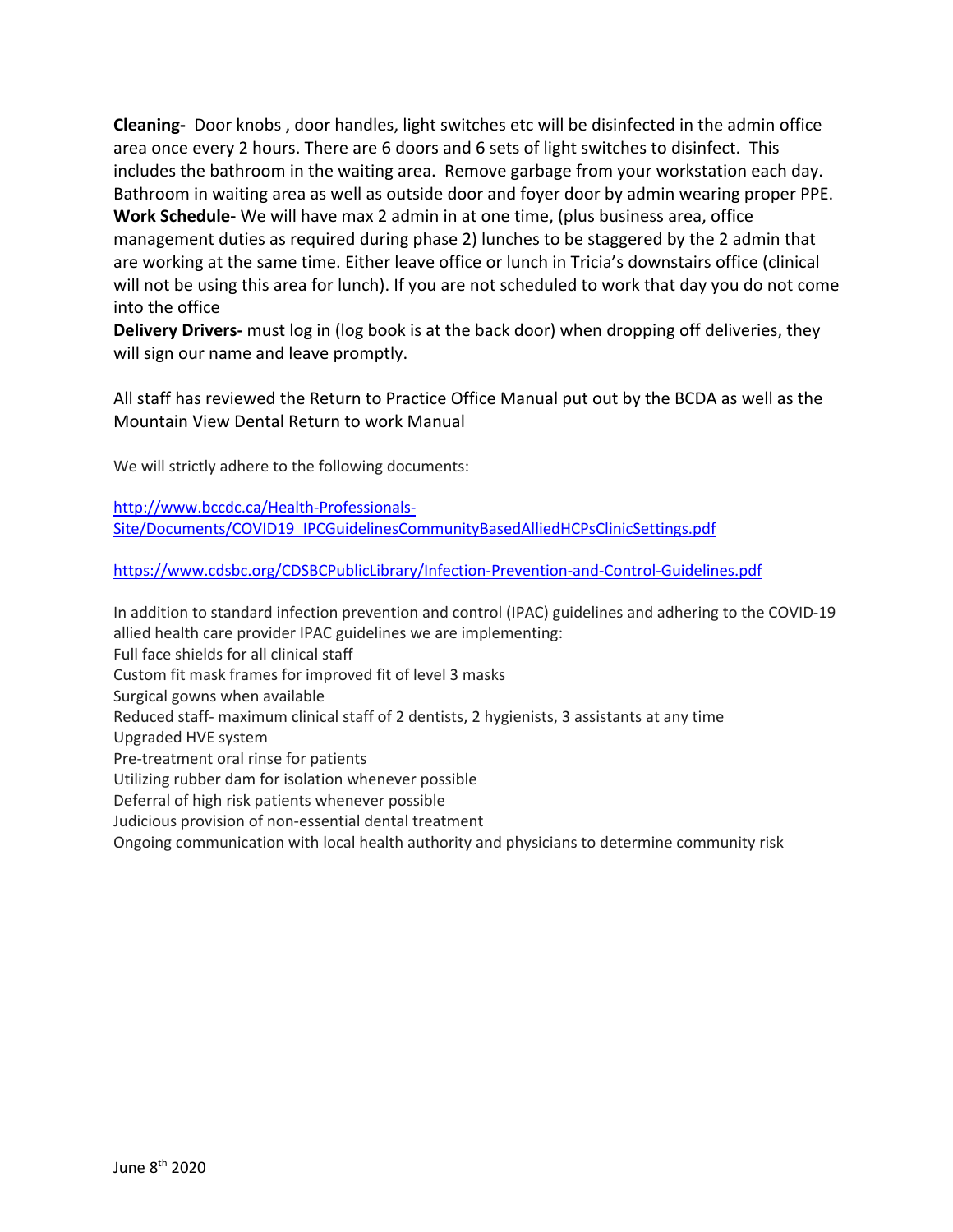**Cleaning-** Door knobs , door handles, light switches etc will be disinfected in the admin office area once every 2 hours. There are 6 doors and 6 sets of light switches to disinfect. This includes the bathroom in the waiting area. Remove garbage from your workstation each day. Bathroom in waiting area as well as outside door and foyer door by admin wearing proper PPE.

**Work Schedule-** We will have max 2 admin in at one time, (plus business area, office management duties as required during phase 2) lunches to be staggered by the 2 admin that are working at the same time. Either leave office or lunch in Tricia's downstairs office (clinical will not be using this area for lunch). If you are not scheduled to work that day you do not come into the office

**Delivery Drivers-** must log in (log book is at the back door) when dropping off deliveries, they will sign our name and leave promptly.

All staff has reviewed the Return to Practice Office Manual put out by the BCDA as well as the Mountain View Dental Return to work Manual

We will strictly adhere to the following documents:

[http://www.bccdc.ca/Health-Professionals-Site/Documents/COVID19_IPCGuidelinesCommunityBasedAlliedHCPsClinicSettings.pdf](http://www.bccdc.ca/Health-Professionals-Site/Documents/COVID19_IPCGuidelinesCommunityBasedAlliedHCPsClinicSettings.pdf)

[https://www.cdsbc.org/CDSBCPublicLibrary/Infection-Prevention-and-Control-Guidelines.pdf](https://www.cdsbc.org/CDSBCPublicLibrary/Infection-Prevention-and-Control-Guidelines.pdf)

In addition to standard infection prevention and control (IPAC) guidelines and adhering to the COVID-19 allied health care provider IPAC guidelines we are implementing:

Full face shields for all clinical staff

Custom fit mask frames for improved fit of level 3 masks

Surgical gowns when available

Reduced staff- maximum clinical staff of 2 dentists, 2 hygienists, 3 assistants at any time

Upgraded HVE system

Pre-treatment oral rinse for patients

Utilizing rubber dam for isolation whenever possible

Deferral of high risk patients whenever possible

Judicious provision of non-essential dental treatment

Ongoing communication with local health authority and physicians to determine community risk

June 8th 2020